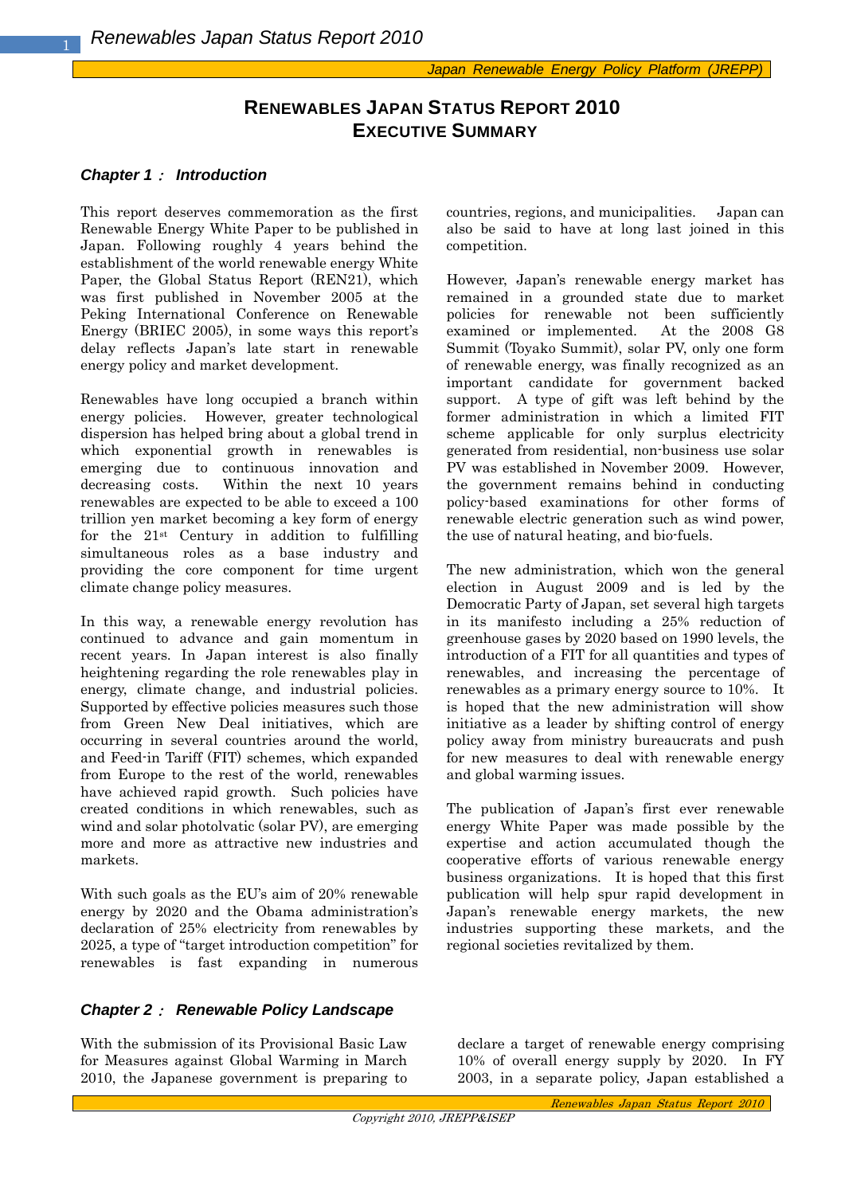# RENEWABLES JAPAN STATUS REPORT 2010
# EXECUTIVE SUMMARY

### *Chapter 1： Introduction*

This report deserves commemoration as the first Renewable Energy White Paper to be published in Japan. Following roughly 4 years behind the establishment of the world renewable energy White Paper, the Global Status Report (REN21), which was first published in November 2005 at the Peking International Conference on Renewable Energy (BRIEC 2005), in some ways this report's delay reflects Japan's late start in renewable energy policy and market development.

Renewables have long occupied a branch within energy policies. However, greater technological dispersion has helped bring about a global trend in which exponential growth in renewables is emerging due to continuous innovation and decreasing costs. Within the next 10 years renewables are expected to be able to exceed a 100 trillion yen market becoming a key form of energy for the 21st Century in addition to fulfilling simultaneous roles as a base industry and providing the core component for time urgent climate change policy measures.

In this way, a renewable energy revolution has continued to advance and gain momentum in recent years. In Japan interest is also finally heightening regarding the role renewables play in energy, climate change, and industrial policies. Supported by effective policies measures such those from Green New Deal initiatives, which are occurring in several countries around the world, and Feed-in Tariff (FIT) schemes, which expanded from Europe to the rest of the world, renewables have achieved rapid growth. Such policies have created conditions in which renewables, such as wind and solar photovoltaic (solar PV), are emerging more and more as attractive new industries and markets.

With such goals as the EU's aim of 20% renewable energy by 2020 and the Obama administration's declaration of 25% electricity from renewables by 2025, a type of "target introduction competition" for renewables is fast expanding in numerous countries, regions, and municipalities. Japan can also be said to have at long last joined in this competition.

However, Japan's renewable energy market has remained in a grounded state due to market policies for renewable not been sufficiently examined or implemented. At the 2008 G8 Summit (Toyako Summit), solar PV, only one form of renewable energy, was finally recognized as an important candidate for government backed support. A type of gift was left behind by the former administration in which a limited FIT scheme applicable for only surplus electricity generated from residential, non-business use solar PV was established in November 2009. However, the government remains behind in conducting policy-based examinations for other forms of renewable electric generation such as wind power, the use of natural heating, and bio-fuels.

The new administration, which won the general election in August 2009 and is led by the Democratic Party of Japan, set several high targets in its manifesto including a 25% reduction of greenhouse gases by 2020 based on 1990 levels, the introduction of a FIT for all quantities and types of renewables, and increasing the percentage of renewables as a primary energy source to 10%. It is hoped that the new administration will show initiative as a leader by shifting control of energy policy away from ministry bureaucrats and push for new measures to deal with renewable energy and global warming issues.

The publication of Japan's first ever renewable energy White Paper was made possible by the expertise and action accumulated though the cooperative efforts of various renewable energy business organizations. It is hoped that this first publication will help spur rapid development in Japan's renewable energy markets, the new industries supporting these markets, and the regional societies revitalized by them.

### *Chapter 2： Renewable Policy Landscape*

With the submission of its Provisional Basic Law for Measures against Global Warming in March 2010, the Japanese government is preparing to declare a target of renewable energy comprising 10% of overall energy supply by 2020. In FY 2003, in a separate policy, Japan established a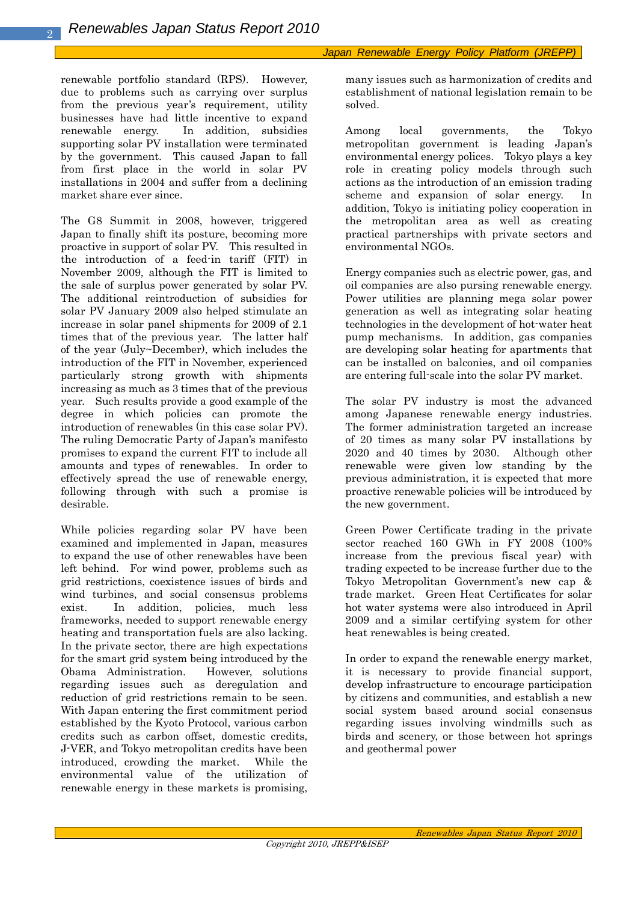renewable portfolio standard (RPS). However, due to problems such as carrying over surplus from the previous year's requirement, utility businesses have had little incentive to expand renewable energy. In addition, subsidies supporting solar PV installation were terminated by the government. This caused Japan to fall from first place in the world in solar PV installations in 2004 and suffer from a declining market share ever since.

The G8 Summit in 2008, however, triggered Japan to finally shift its posture, becoming more proactive in support of solar PV. This resulted in the introduction of a feed-in tariff (FIT) in November 2009, although the FIT is limited to the sale of surplus power generated by solar PV. The additional reintroduction of subsidies for solar PV January 2009 also helped stimulate an increase in solar panel shipments for 2009 of 2.1 times that of the previous year. The latter half of the year (July~December), which includes the introduction of the FIT in November, experienced particularly strong growth with shipments increasing as much as 3 times that of the previous year. Such results provide a good example of the degree in which policies can promote the introduction of renewables (in this case solar PV). The ruling Democratic Party of Japan's manifesto promises to expand the current FIT to include all amounts and types of renewables. In order to effectively spread the use of renewable energy, following through with such a promise is desirable.

While policies regarding solar PV have been examined and implemented in Japan, measures to expand the use of other renewables have been left behind. For wind power, problems such as grid restrictions, coexistence issues of birds and wind turbines, and social consensus problems exist. In addition, policies, much less frameworks, needed to support renewable energy heating and transportation fuels are also lacking. In the private sector, there are high expectations for the smart grid system being introduced by the Obama Administration. However, solutions regarding issues such as deregulation and reduction of grid restrictions remain to be seen. With Japan entering the first commitment period established by the Kyoto Protocol, various carbon credits such as carbon offset, domestic credits, J-VER, and Tokyo metropolitan credits have been introduced, crowding the market. While the environmental value of the utilization of renewable energy in these markets is promising, many issues such as harmonization of credits and establishment of national legislation remain to be solved.

Among local governments, the Tokyo metropolitan government is leading Japan's environmental energy polices. Tokyo plays a key role in creating policy models through such actions as the introduction of an emission trading scheme and expansion of solar energy. In addition, Tokyo is initiating policy cooperation in the metropolitan area as well as creating practical partnerships with private sectors and environmental NGOs.

Energy companies such as electric power, gas, and oil companies are also pursing renewable energy. Power utilities are planning mega solar power generation as well as integrating solar heating technologies in the development of hot-water heat pump mechanisms. In addition, gas companies are developing solar heating for apartments that can be installed on balconies, and oil companies are entering full-scale into the solar PV market.

The solar PV industry is most the advanced among Japanese renewable energy industries. The former administration targeted an increase of 20 times as many solar PV installations by 2020 and 40 times by 2030. Although other renewable were given low standing by the previous administration, it is expected that more proactive renewable policies will be introduced by the new government.

Green Power Certificate trading in the private sector reached 160 GWh in FY 2008 (100% increase from the previous fiscal year) with trading expected to be increase further due to the Tokyo Metropolitan Government's new cap & trade market. Green Heat Certificates for solar hot water systems were also introduced in April 2009 and a similar certifying system for other heat renewables is being created.

In order to expand the renewable energy market, it is necessary to provide financial support, develop infrastructure to encourage participation by citizens and communities, and establish a new social system based around social consensus regarding issues involving windmills such as birds and scenery, or those between hot springs and geothermal power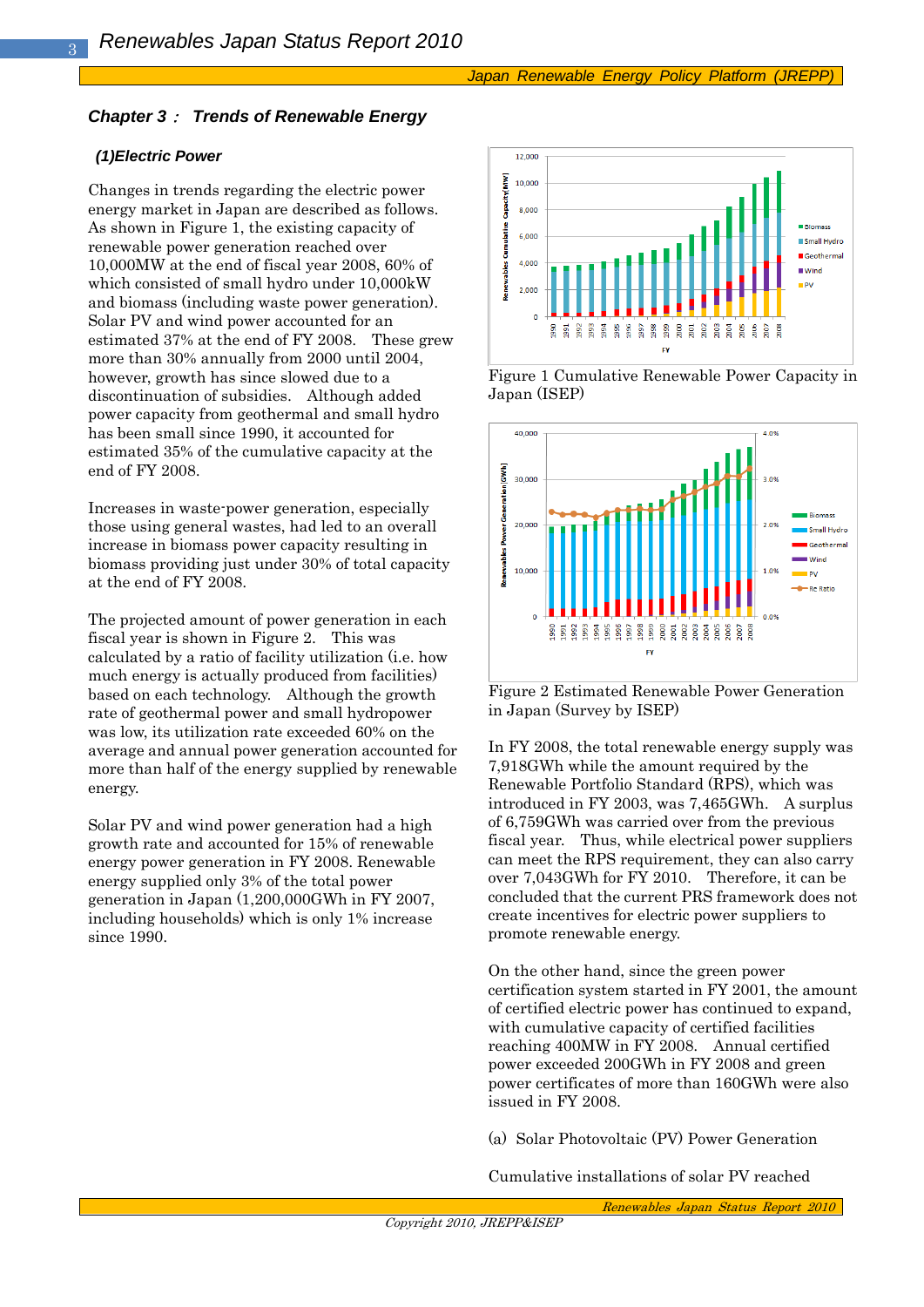## Chapter 3： Trends of Renewable Energy

### (1)Electric Power

Changes in trends regarding the electric power energy market in Japan are described as follows. As shown in Figure 1, the existing capacity of renewable power generation reached over 10,000MW at the end of fiscal year 2008, 60% of which consisted of small hydro under 10,000kW and biomass (including waste power generation). Solar PV and wind power accounted for an estimated 37% at the end of FY 2008. These grew more than 30% annually from 2000 until 2004, however, growth has since slowed due to a discontinuation of subsidies. Although added power capacity from geothermal and small hydro has been small since 1990, it accounted for estimated 35% of the cumulative capacity at the end of FY 2008.

Increases in waste-power generation, especially those using general wastes, had led to an overall increase in biomass power capacity resulting in biomass providing just under 30% of total capacity at the end of FY 2008.

The projected amount of power generation in each fiscal year is shown in Figure 2. This was calculated by a ratio of facility utilization (i.e. how much energy is actually produced from facilities) based on each technology. Although the growth rate of geothermal power and small hydropower was low, its utilization rate exceeded 60% on the average and annual power generation accounted for more than half of the energy supplied by renewable energy.

Solar PV and wind power generation had a high growth rate and accounted for 15% of renewable energy power generation in FY 2008. Renewable energy supplied only 3% of the total power generation in Japan (1,200,000GWh in FY 2007, including households) which is only 1% increase since 1990.

Figure 1 Cumulative Renewable Power Capacity in Japan (ISEP)

Figure 2 Estimated Renewable Power Generation in Japan (Survey by ISEP)

In FY 2008, the total renewable energy supply was 7,918GWh while the amount required by the Renewable Portfolio Standard (RPS), which was introduced in FY 2003, was 7,465GWh. A surplus of 6,759GWh was carried over from the previous fiscal year. Thus, while electrical power suppliers can meet the RPS requirement, they can also carry over 7,043GWh for FY 2010. Therefore, it can be concluded that the current PRS framework does not create incentives for electric power suppliers to promote renewable energy.

On the other hand, since the green power certification system started in FY 2001, the amount of certified electric power has continued to expand, with cumulative capacity of certified facilities reaching 400MW in FY 2008. Annual certified power exceeded 200GWh in FY 2008 and green power certificates of more than 160GWh were also issued in FY 2008.

(a) Solar Photovoltaic (PV) Power Generation

Cumulative installations of solar PV reached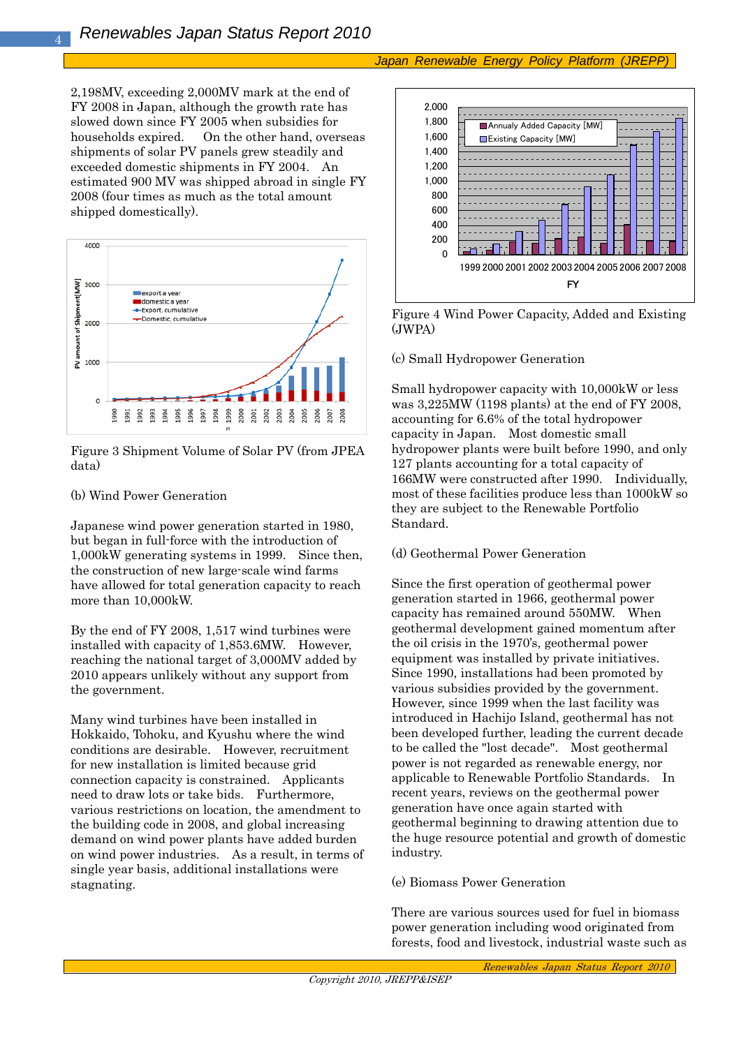2,198MV, exceeding 2,000MV mark at the end of FY 2008 in Japan, although the growth rate has slowed down since FY 2005 when subsidies for households expired. On the other hand, overseas shipments of solar PV panels grew steadily and exceeded domestic shipments in FY 2004. An estimated 900 MV was shipped abroad in single FY 2008 (four times as much as the total amount shipped domestically).

Figure 3 Shipment Volume of Solar PV (from JPEA data)

(b) Wind Power Generation

Japanese wind power generation started in 1980, but began in full-force with the introduction of 1,000kW generating systems in 1999. Since then, the construction of new large-scale wind farms have allowed for total generation capacity to reach more than 10,000kW.

By the end of FY 2008, 1,517 wind turbines were installed with capacity of 1,853.6MW. However, reaching the national target of 3,000MV added by 2010 appears unlikely without any support from the government.

Many wind turbines have been installed in Hokkaido, Tohoku, and Kyushu where the wind conditions are desirable. However, recruitment for new installation is limited because grid connection capacity is constrained. Applicants need to draw lots or take bids. Furthermore, various restrictions on location, the amendment to the building code in 2008, and global increasing demand on wind power plants have added burden on wind power industries. As a result, in terms of single year basis, additional installations were stagnating.

Figure 4 Wind Power Capacity, Added and Existing (JWPA)

(c) Small Hydropower Generation

Small hydropower capacity with 10,000kW or less was 3,225MW (1198 plants) at the end of FY 2008, accounting for 6.6% of the total hydropower capacity in Japan. Most domestic small hydropower plants were built before 1990, and only 127 plants accounting for a total capacity of 166MW were constructed after 1990. Individually, most of these facilities produce less than 1000kW so they are subject to the Renewable Portfolio Standard.

(d) Geothermal Power Generation

Since the first operation of geothermal power generation started in 1966, geothermal power capacity has remained around 550MW. When geothermal development gained momentum after the oil crisis in the 1970's, geothermal power equipment was installed by private initiatives. Since 1990, installations had been promoted by various subsidies provided by the government. However, since 1999 when the last facility was introduced in Hachijo Island, geothermal has not been developed further, leading the current decade to be called the "lost decade". Most geothermal power is not regarded as renewable energy, nor applicable to Renewable Portfolio Standards. In recent years, reviews on the geothermal power generation have once again started with geothermal beginning to drawing attention due to the huge resource potential and growth of domestic industry.

(e) Biomass Power Generation

There are various sources used for fuel in biomass power generation including wood originated from forests, food and livestock, industrial waste such as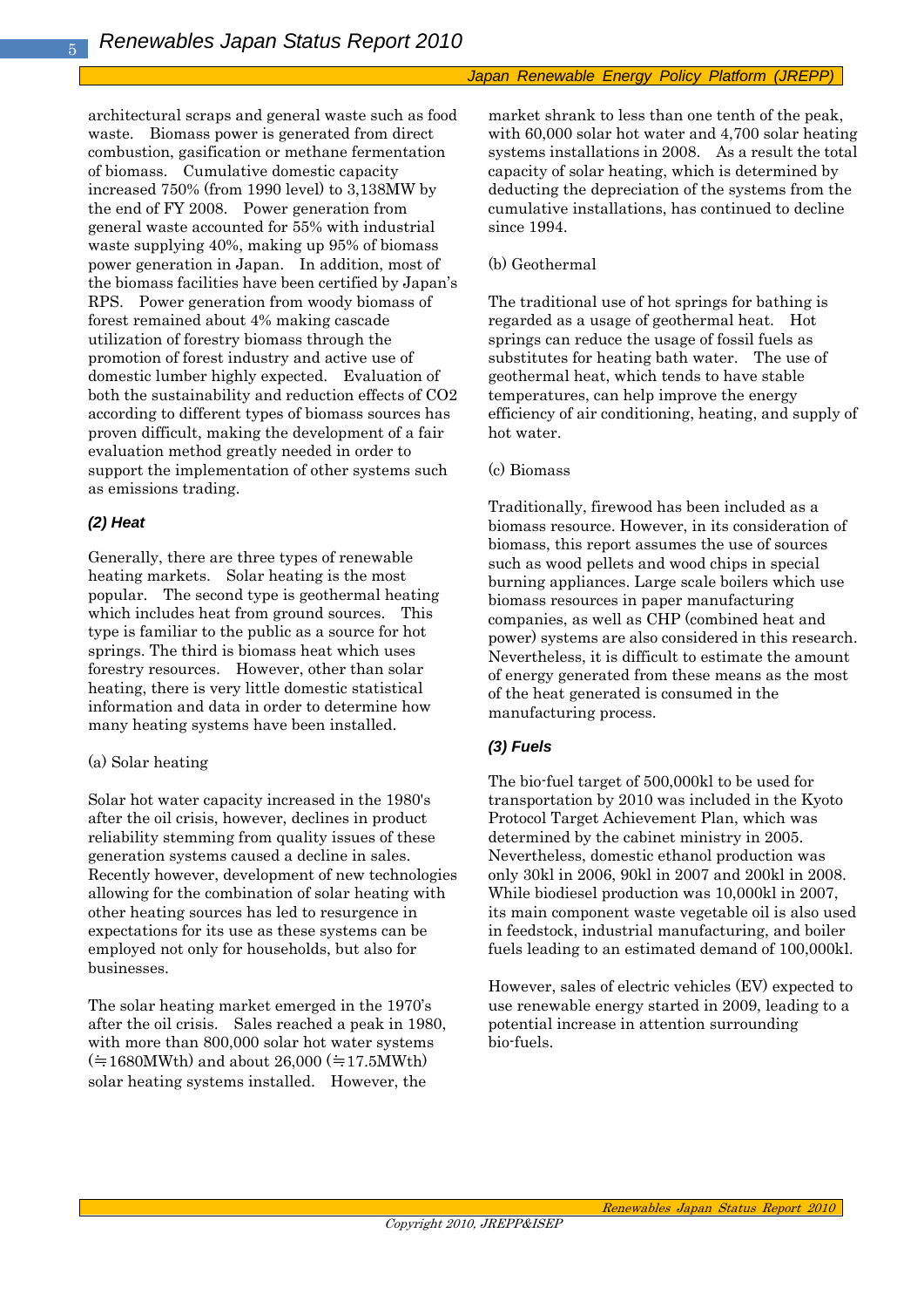architectural scraps and general waste such as food waste. Biomass power is generated from direct combustion, gasification or methane fermentation of biomass. Cumulative domestic capacity increased 750% (from 1990 level) to 3,138MW by the end of FY 2008. Power generation from general waste accounted for 55% with industrial waste supplying 40%, making up 95% of biomass power generation in Japan. In addition, most of the biomass facilities have been certified by Japan's RPS. Power generation from woody biomass of forest remained about 4% making cascade utilization of forestry biomass through the promotion of forest industry and active use of domestic lumber highly expected. Evaluation of both the sustainability and reduction effects of CO2 according to different types of biomass sources has proven difficult, making the development of a fair evaluation method greatly needed in order to support the implementation of other systems such as emissions trading.

### *(2) Heat*

Generally, there are three types of renewable heating markets. Solar heating is the most popular. The second type is geothermal heating which includes heat from ground sources. This type is familiar to the public as a source for hot springs. The third is biomass heat which uses forestry resources. However, other than solar heating, there is very little domestic statistical information and data in order to determine how many heating systems have been installed.

(a) Solar heating

Solar hot water capacity increased in the 1980's after the oil crisis, however, declines in product reliability stemming from quality issues of these generation systems caused a decline in sales. Recently however, development of new technologies allowing for the combination of solar heating with other heating sources has led to resurgence in expectations for its use as these systems can be employed not only for households, but also for businesses.

The solar heating market emerged in the 1970's after the oil crisis. Sales reached a peak in 1980, with more than 800,000 solar hot water systems (≒1680MWth) and about 26,000 (≒17.5MWth) solar heating systems installed. However, the market shrank to less than one tenth of the peak, with 60,000 solar hot water and 4,700 solar heating systems installations in 2008. As a result the total capacity of solar heating, which is determined by deducting the depreciation of the systems from the cumulative installations, has continued to decline since 1994.

(b) Geothermal

The traditional use of hot springs for bathing is regarded as a usage of geothermal heat. Hot springs can reduce the usage of fossil fuels as substitutes for heating bath water. The use of geothermal heat, which tends to have stable temperatures, can help improve the energy efficiency of air conditioning, heating, and supply of hot water.

(c) Biomass

Traditionally, firewood has been included as a biomass resource. However, in its consideration of biomass, this report assumes the use of sources such as wood pellets and wood chips in special burning appliances. Large scale boilers which use biomass resources in paper manufacturing companies, as well as CHP (combined heat and power) systems are also considered in this research. Nevertheless, it is difficult to estimate the amount of energy generated from these means as the most of the heat generated is consumed in the manufacturing process.

### *(3) Fuels*

The bio-fuel target of 500,000kl to be used for transportation by 2010 was included in the Kyoto Protocol Target Achievement Plan, which was determined by the cabinet ministry in 2005. Nevertheless, domestic ethanol production was only 30kl in 2006, 90kl in 2007 and 200kl in 2008. While biodiesel production was 10,000kl in 2007, its main component waste vegetable oil is also used in feedstock, industrial manufacturing, and boiler fuels leading to an estimated demand of 100,000kl.

However, sales of electric vehicles (EV) expected to use renewable energy started in 2009, leading to a potential increase in attention surrounding bio-fuels.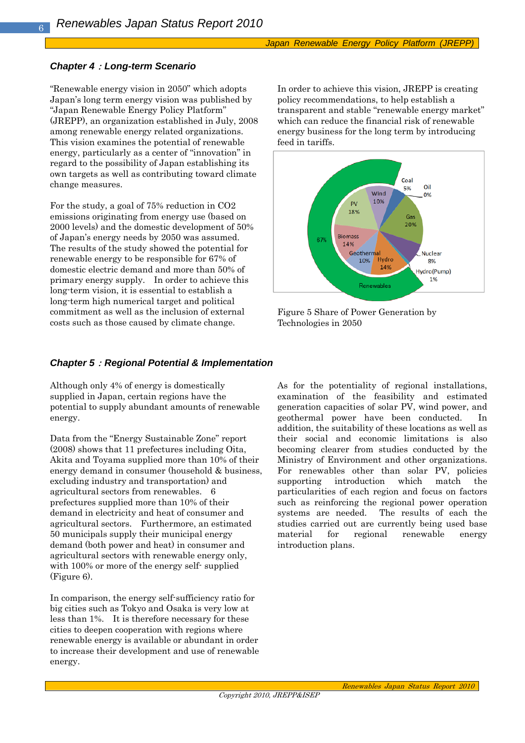### Chapter 4：Long-term Scenario

"Renewable energy vision in 2050" which adopts Japan's long term energy vision was published by "Japan Renewable Energy Policy Platform" (JREPP), an organization established in July, 2008 among renewable energy related organizations. This vision examines the potential of renewable energy, particularly as a center of "innovation" in regard to the possibility of Japan establishing its own targets as well as contributing toward climate change measures.

For the study, a goal of 75% reduction in CO2 emissions originating from energy use (based on 2000 levels) and the domestic development of 50% of Japan's energy needs by 2050 was assumed. The results of the study showed the potential for renewable energy to be responsible for 67% of domestic electric demand and more than 50% of primary energy supply. In order to achieve this long-term vision, it is essential to establish a long-term high numerical target and political commitment as well as the inclusion of external costs such as those caused by climate change.

In order to achieve this vision, JREPP is creating policy recommendations, to help establish a transparent and stable "renewable energy market" which can reduce the financial risk of renewable energy business for the long term by introducing feed in tariffs.

Coal 5%, Oil 0%, Gas 20%, Nuclear 8%, Hydro(Pump) 1%, Hydro 14%, Geothermal 10%, Biomass 14%, PV 18%, Wind 10%, Renewables 67%

Figure 5 Share of Power Generation by Technologies in 2050

### Chapter 5：Regional Potential & Implementation

Although only 4% of energy is domestically supplied in Japan, certain regions have the potential to supply abundant amounts of renewable energy.

Data from the "Energy Sustainable Zone" report (2008) shows that 11 prefectures including Oita, Akita and Toyama supplied more than 10% of their energy demand in consumer (household & business, excluding industry and transportation) and agricultural sectors from renewables. 6 prefectures supplied more than 10% of their demand in electricity and heat of consumer and agricultural sectors. Furthermore, an estimated 50 municipals supply their municipal energy demand (both power and heat) in consumer and agricultural sectors with renewable energy only, with 100% or more of the energy self- supplied (Figure 6).

In comparison, the energy self-sufficiency ratio for big cities such as Tokyo and Osaka is very low at less than 1%. It is therefore necessary for these cities to deepen cooperation with regions where renewable energy is available or abundant in order to increase their development and use of renewable energy.

As for the potentiality of regional installations, examination of the feasibility and estimated generation capacities of solar PV, wind power, and geothermal power have been conducted. In addition, the suitability of these locations as well as their social and economic limitations is also becoming clearer from studies conducted by the Ministry of Environment and other organizations. For renewables other than solar PV, policies supporting introduction which match the particularities of each region and focus on factors such as reinforcing the regional power operation systems are needed. The results of each the studies carried out are currently being used base material for regional renewable energy introduction plans.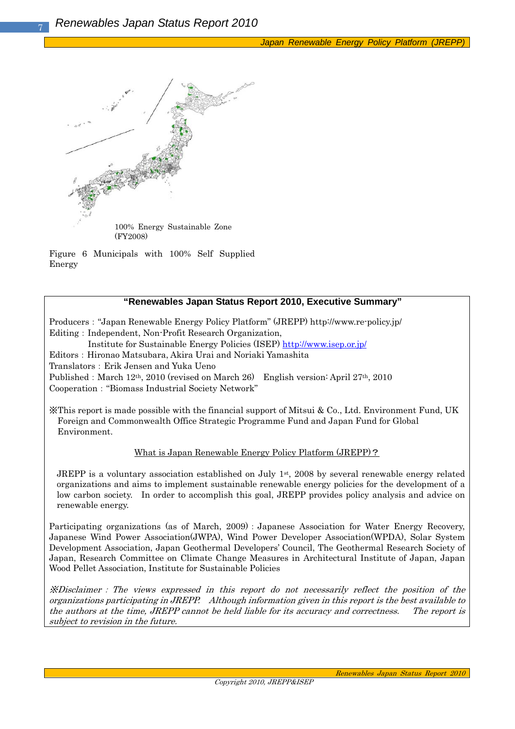100% Energy Sustainable Zone
(FY2008)

Figure 6 Municipals with 100% Self Supplied Energy

## "Renewables Japan Status Report 2010, Executive Summary"

Producers : "Japan Renewable Energy Policy Platform" (JREPP) http://www.re-policy.jp/
Editing : Independent, Non-Profit Research Organization,
Institute for Sustainable Energy Policies (ISEP) http://www.isep.or.jp/
Editors : Hironao Matsubara, Akira Urai and Noriaki Yamashita
Translators : Erik Jensen and Yuka Ueno
Published : March 12th, 2010 (revised on March 26) English version: April 27th, 2010
Cooperation : "Biomass Industrial Society Network"

※This report is made possible with the financial support of Mitsui & Co., Ltd. Environment Fund, UK Foreign and Commonwealth Office Strategic Programme Fund and Japan Fund for Global Environment.

What is Japan Renewable Energy Policy Platform (JREPP)？

JREPP is a voluntary association established on July 1st, 2008 by several renewable energy related organizations and aims to implement sustainable renewable energy policies for the development of a low carbon society. In order to accomplish this goal, JREPP provides policy analysis and advice on renewable energy.

Participating organizations (as of March, 2009) : Japanese Association for Water Energy Recovery, Japanese Wind Power Association(JWPA), Wind Power Developer Association(WPDA), Solar System Development Association, Japan Geothermal Developers' Council, The Geothermal Research Society of Japan, Research Committee on Climate Change Measures in Architectural Institute of Japan, Japan Wood Pellet Association, Institute for Sustainable Policies

*※Disclaimer : The views expressed in this report do not necessarily reflect the position of the organizations participating in JREPP. Although information given in this report is the best available to the authors at the time, JREPP cannot be held liable for its accuracy and correctness. The report is subject to revision in the future.*

*Copyright 2010, JREPP&ISEP*